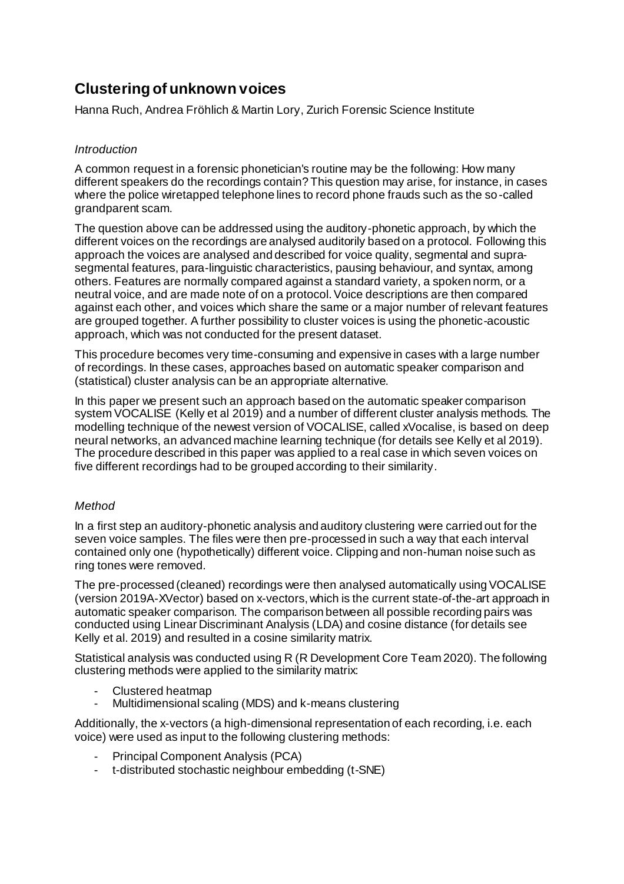# Clustering of unknown voices

Hanna Ruch, Andrea Fröhlich & Martin Lory, Zurich Forensic Science Institute

### *Introduction*

A common request in a forensic phonetician's routine may be the following: How many different speakers do the recordings contain? This question may arise, for instance, in cases where the police wiretapped telephone lines to record phone frauds such as the so-called grandparent scam.

The question above can be addressed using the auditory-phonetic approach, by which the different voices on the recordings are analysed auditorily based on a protocol. Following this approach the voices are analysed and described for voice quality, segmental and supra-segmental features, para-linguistic characteristics, pausing behaviour, and syntax, among others. Features are normally compared against a standard variety, a spoken norm, or a neutral voice, and are made note of on a protocol. Voice descriptions are then compared against each other, and voices which share the same or a major number of relevant features are grouped together. A further possibility to cluster voices is using the phonetic-acoustic approach, which was not conducted for the present dataset.

This procedure becomes very time-consuming and expensive in cases with a large number of recordings. In these cases, approaches based on automatic speaker comparison and (statistical) cluster analysis can be an appropriate alternative.

In this paper we present such an approach based on the automatic speaker comparison system VOCALISE (Kelly et al 2019) and a number of different cluster analysis methods. The modelling technique of the newest version of VOCALISE, called xVocalise, is based on deep neural networks, an advanced machine learning technique (for details see Kelly et al 2019). The procedure described in this paper was applied to a real case in which seven voices on five different recordings had to be grouped according to their similarity.

### *Method*

In a first step an auditory-phonetic analysis and auditory clustering were carried out for the seven voice samples. The files were then pre-processed in such a way that each interval contained only one (hypothetically) different voice. Clipping and non-human noise such as ring tones were removed.

The pre-processed (cleaned) recordings were then analysed automatically using VOCALISE (version 2019A-XVector) based on x-vectors, which is the current state-of-the-art approach in automatic speaker comparison. The comparison between all possible recording pairs was conducted using Linear Discriminant Analysis (LDA) and cosine distance (for details see Kelly et al. 2019) and resulted in a cosine similarity matrix.

Statistical analysis was conducted using R (R Development Core Team 2020). The following clustering methods were applied to the similarity matrix:

- Clustered heatmap
- Multidimensional scaling (MDS) and k-means clustering

Additionally, the x-vectors (a high-dimensional representation of each recording, i.e. each voice) were used as input to the following clustering methods:

- Principal Component Analysis (PCA)
- t-distributed stochastic neighbour embedding (t-SNE)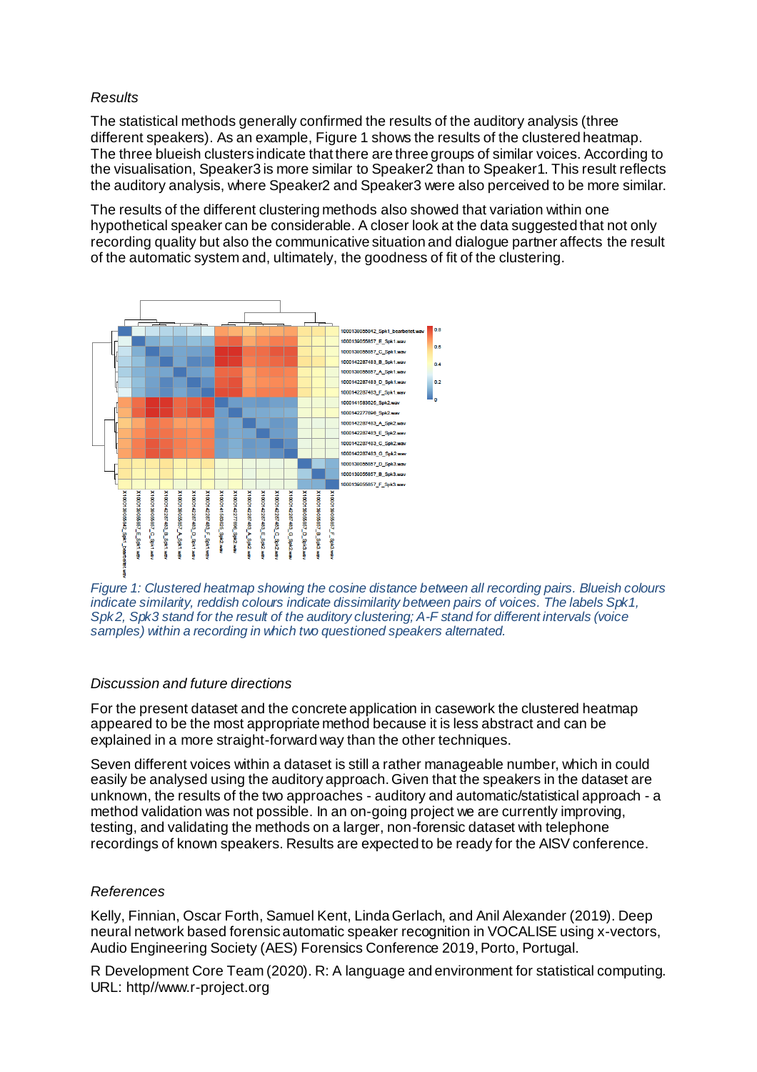*Results*

The statistical methods generally confirmed the results of the auditory analysis (three different speakers). As an example, Figure 1 shows the results of the clustered heatmap. The three blueish clusters indicate that there are three groups of similar voices. According to the visualisation, Speaker3 is more similar to Speaker2 than to Speaker1. This result reflects the auditory analysis, where Speaker2 and Speaker3 were also perceived to be more similar.

The results of the different clustering methods also showed that variation within one hypothetical speaker can be considerable. A closer look at the data suggested that not only recording quality but also the communicative situation and dialogue partner affects the result of the automatic system and, ultimately, the goodness of fit of the clustering.

1000138058842_Spk1_bearbeitet.wav
1000139055857_E_Spk1.wav
1000138055857_C_Spk1.wav
1000142287483_B_Spk1.wav
1000138055857_A_Spk1.wav
1000142287483_D_Spk1.wav
1000142287483_F_Spk1.wav
1000141583625_Spk2.wav
1000142277696_Spk2.wav
1000142287483_A_Spk2.wav
1000142287483_E_Spk2.wav
1000142287483_C_Spk2.wav
1000142287483_G_Spk2.wav
1000139055857_D_Spk3.wav
1000139055857_B_Spk3.wav
1000139055857_F_Spk3.wav

0.8
0.6
0.4
0.2
0

X1000138058842_Spk1_bearbeitet.wav
X1000139055857_E_Spk1.wav
X1000138055857_C_Spk1.wav
X1000142287483_B_Spk1.wav
X1000138055857_A_Spk1.wav
X1000142287483_D_Spk1.wav
X1000142287483_F_Spk1.wav
X1000141583625_Spk2.wav
X1000142277696_Spk2.wav
X1000142287483_A_Spk2.wav
X1000142287483_E_Spk2.wav
X1000142287483_C_Spk2.wav
X1000142287483_G_Spk2.wav
X1000139055857_D_Spk3.wav
X1000139055857_B_Spk3.wav
X1000139055857_F_Spk3.wav

*Figure 1: Clustered heatmap showing the cosine distance between all recording pairs. Blueish colours indicate similarity, reddish colours indicate dissimilarity between pairs of voices. The labels Spk1, Spk2, Spk3 stand for the result of the auditory clustering; A-F stand for different intervals (voice samples) within a recording in which two questioned speakers alternated.*

*Discussion and future directions*

For the present dataset and the concrete application in casework the clustered heatmap appeared to be the most appropriate method because it is less abstract and can be explained in a more straight-forward way than the other techniques.

Seven different voices within a dataset is still a rather manageable number, which in could easily be analysed using the auditory approach. Given that the speakers in the dataset are unknown, the results of the two approaches - auditory and automatic/statistical approach - a method validation was not possible. In an on-going project we are currently improving, testing, and validating the methods on a larger, non-forensic dataset with telephone recordings of known speakers. Results are expected to be ready for the AISV conference.

*References*

Kelly, Finnian, Oscar Forth, Samuel Kent, Linda Gerlach, and Anil Alexander (2019). Deep neural network based forensic automatic speaker recognition in VOCALISE using x-vectors, Audio Engineering Society (AES) Forensics Conference 2019, Porto, Portugal.

R Development Core Team (2020). R: A language and environment for statistical computing. URL: http//www.r-project.org